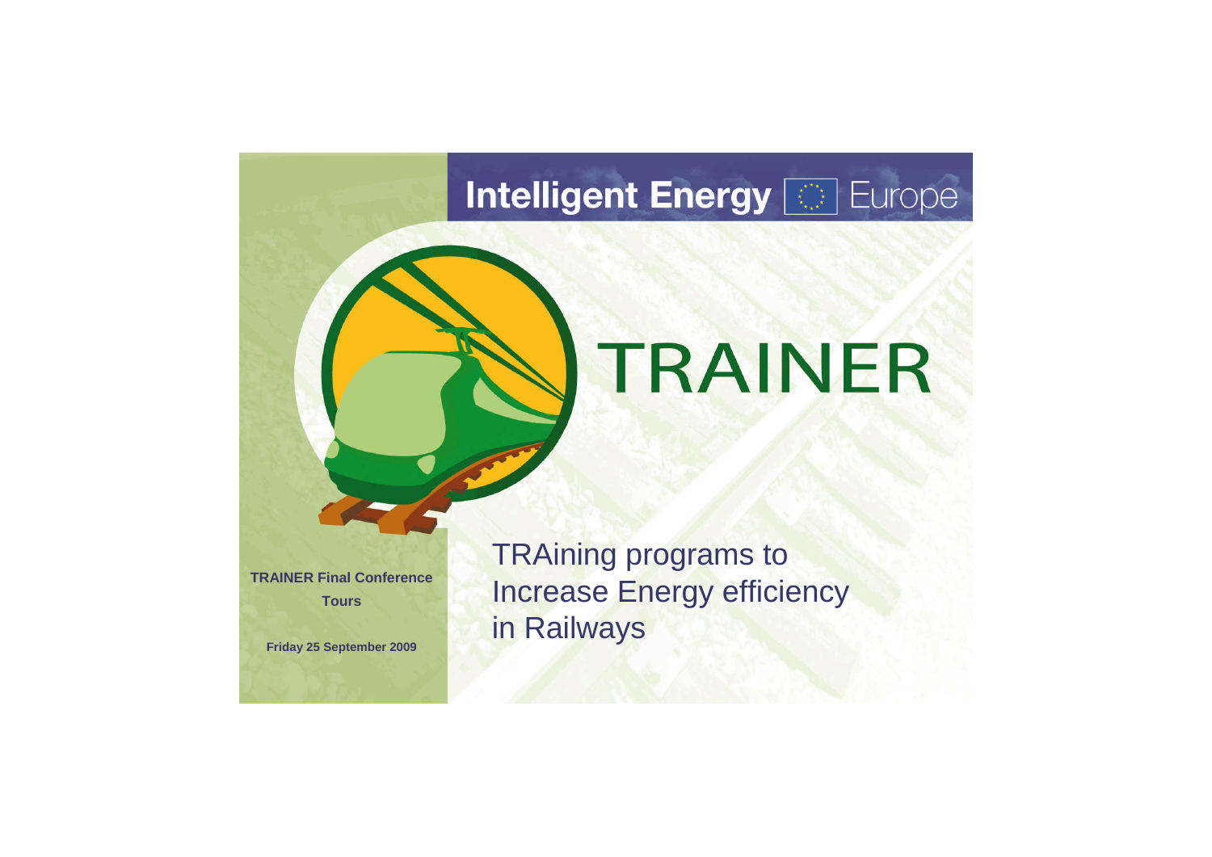Intelligent Energy Europe

# TRAINER

TRAining programs to Increase Energy efficiency in Railways

**TRAINER Final Conference**

**Tours**

**Friday 25 September 2009**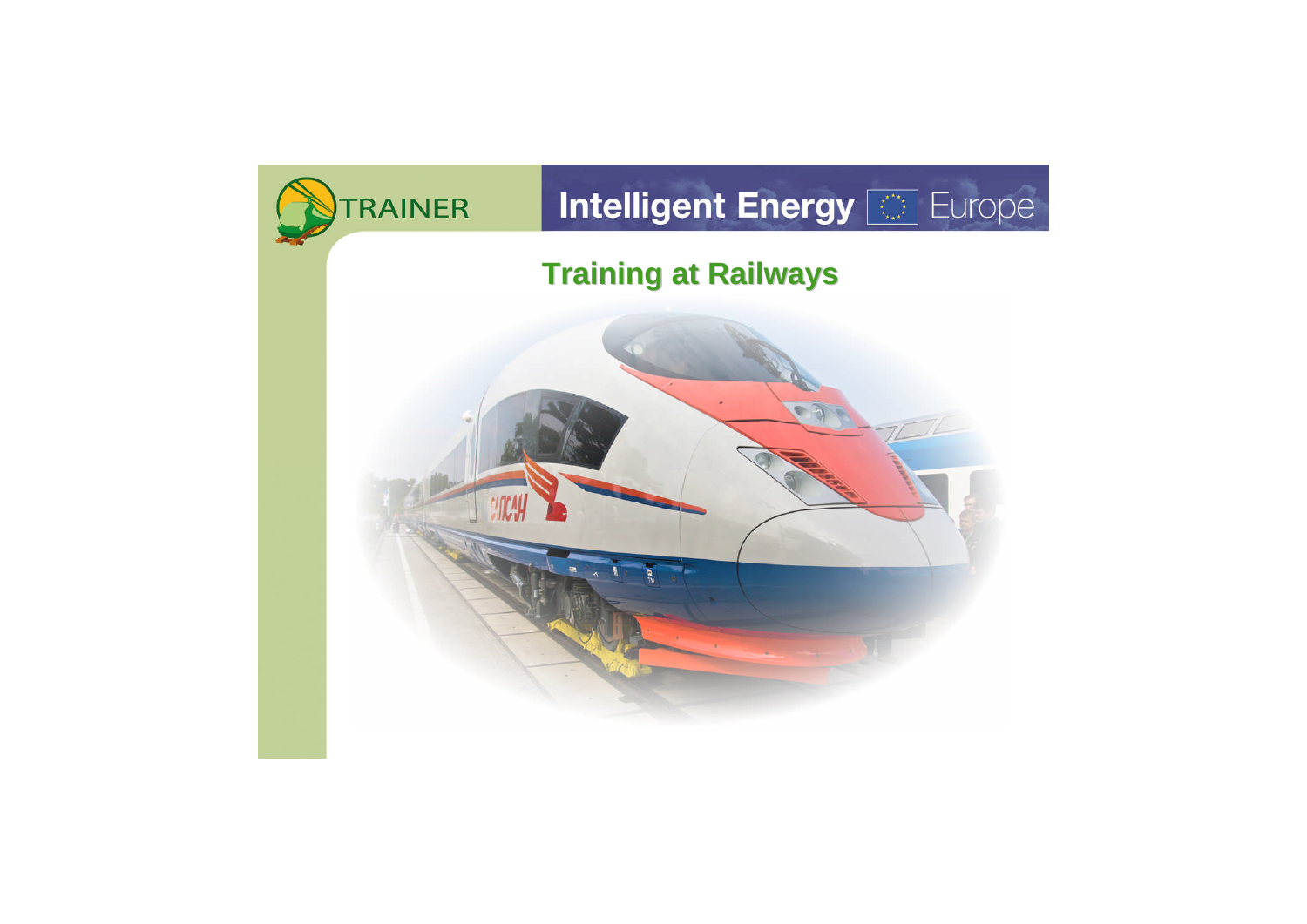TRAINER

Intelligent Energy Europe

# Training at Railways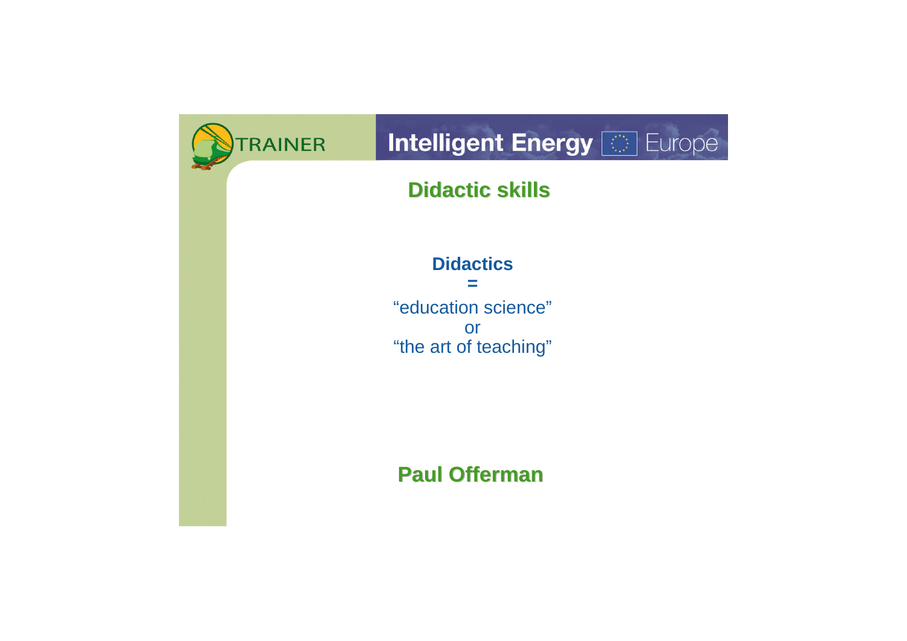TRAINER

Intelligent Energy Europe

# Didactic skills

**Didactics**

**=**

"education science"

or

"the art of teaching"

**Paul Offerman**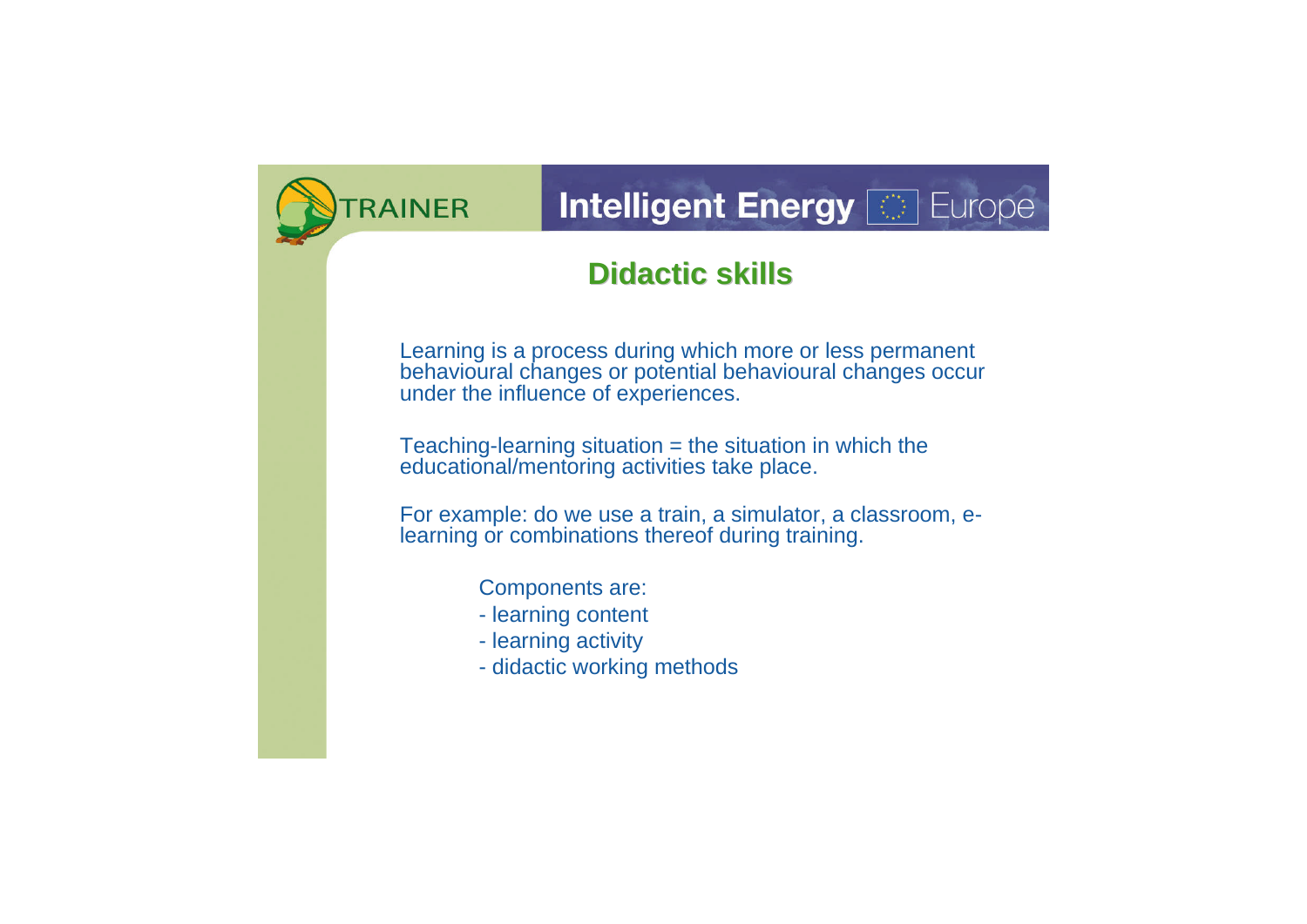# Didactic skills

Learning is a process during which more or less permanent behavioural changes or potential behavioural changes occur under the influence of experiences.

Teaching-learning situation = the situation in which the educational/mentoring activities take place.

For example: do we use a train, a simulator, a classroom, e-learning or combinations thereof during training.

Components are:

- learning content
- learning activity
- didactic working methods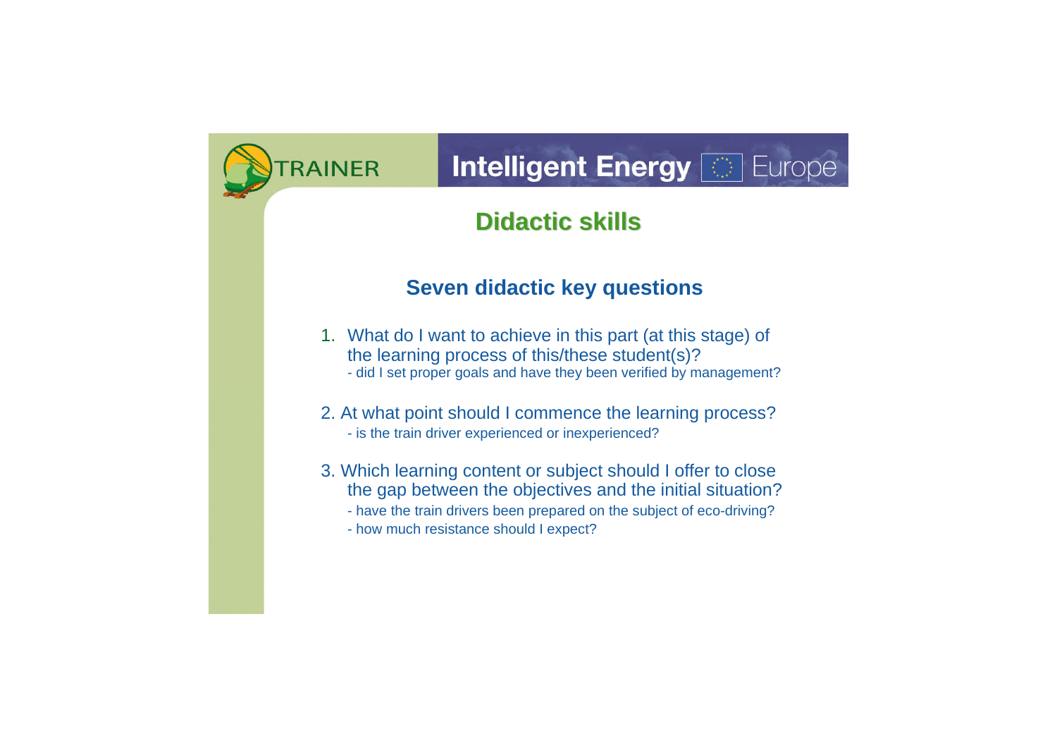# Didactic skills

## Seven didactic key questions

1. What do I want to achieve in this part (at this stage) of the learning process of this/these student(s)?
   - did I set proper goals and have they been verified by management?

2. At what point should I commence the learning process?
   - is the train driver experienced or inexperienced?

3. Which learning content or subject should I offer to close the gap between the objectives and the initial situation?
   - have the train drivers been prepared on the subject of eco-driving?
   - how much resistance should I expect?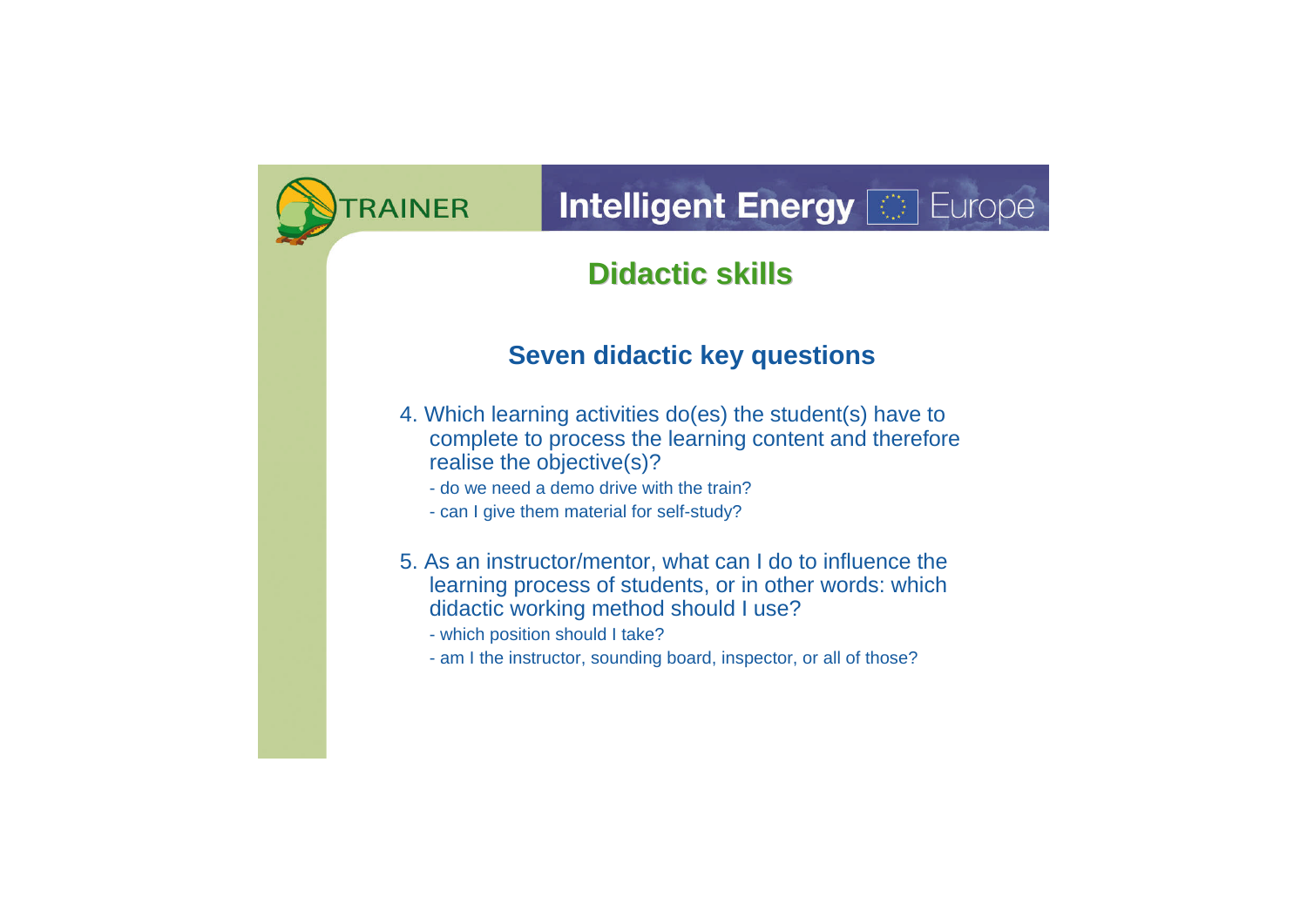## Didactic skills

### Seven didactic key questions

4. Which learning activities do(es) the student(s) have to complete to process the learning content and therefore realise the objective(s)?
   - do we need a demo drive with the train?
   - can I give them material for self-study?

5. As an instructor/mentor, what can I do to influence the learning process of students, or in other words: which didactic working method should I use?
   - which position should I take?
   - am I the instructor, sounding board, inspector, or all of those?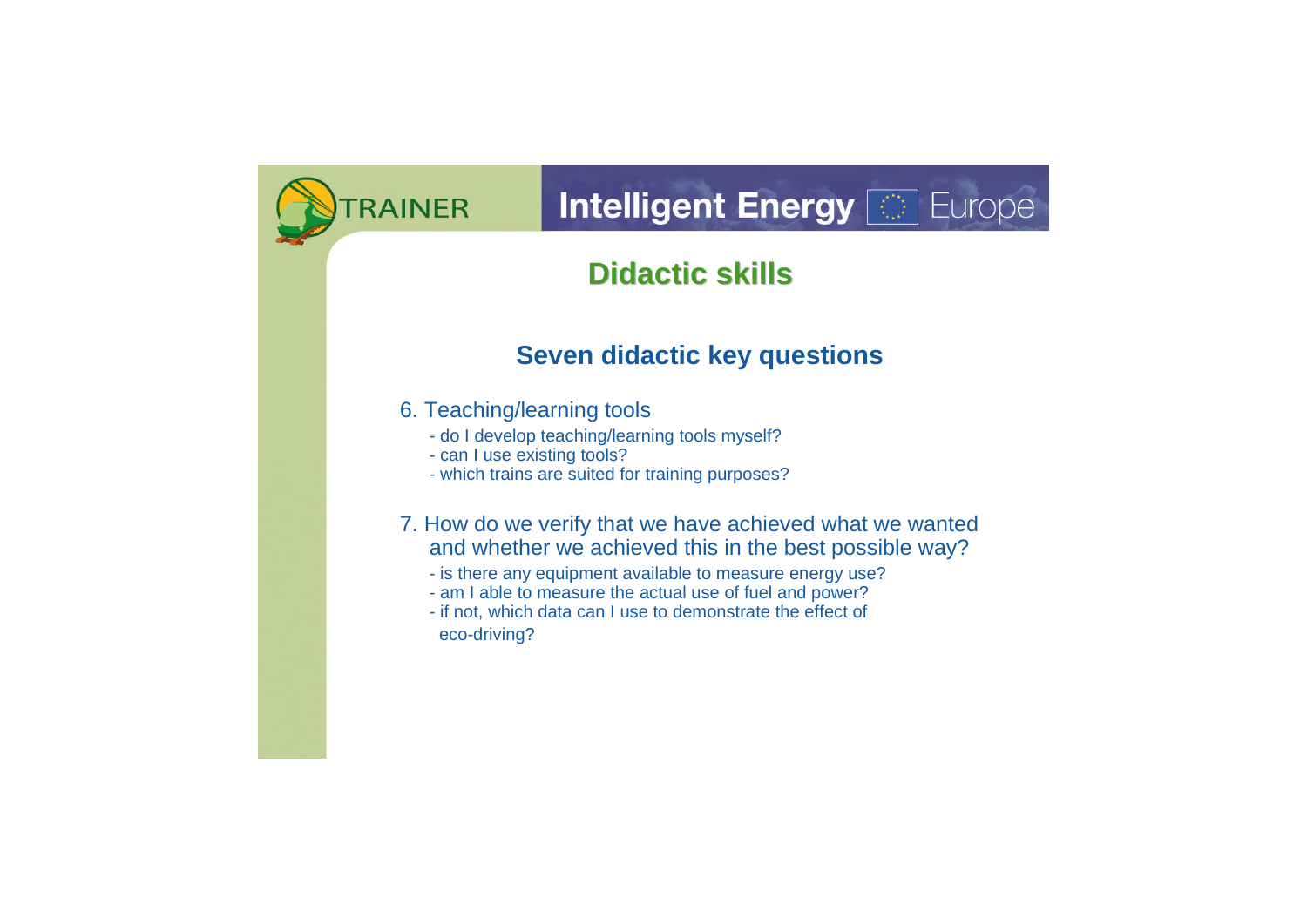# Didactic skills

## Seven didactic key questions

6. Teaching/learning tools
   - do I develop teaching/learning tools myself?
   - can I use existing tools?
   - which trains are suited for training purposes?

7. How do we verify that we have achieved what we wanted and whether we achieved this in the best possible way?
   - is there any equipment available to measure energy use?
   - am I able to measure the actual use of fuel and power?
   - if not, which data can I use to demonstrate the effect of eco-driving?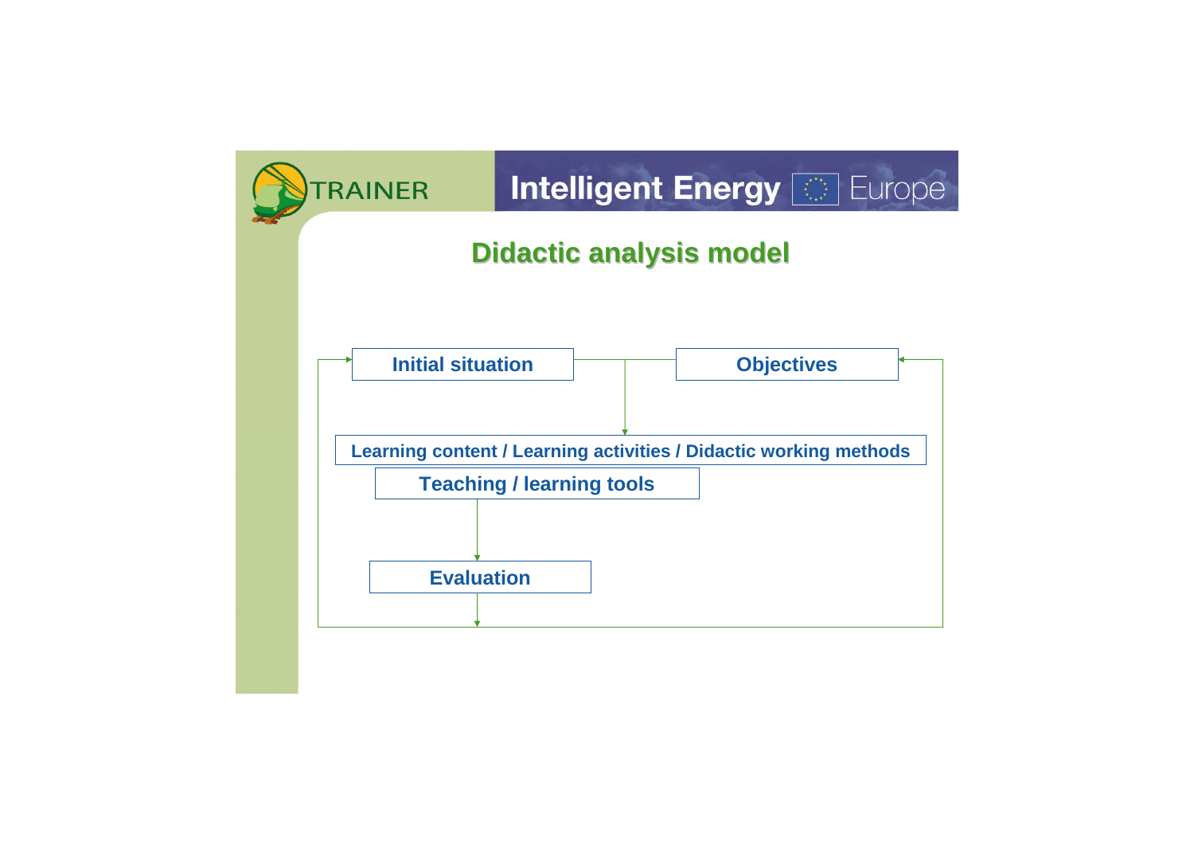## Didactic analysis model

Initial situation

Objectives

Learning content / Learning activities / Didactic working methods

Teaching / learning tools

Evaluation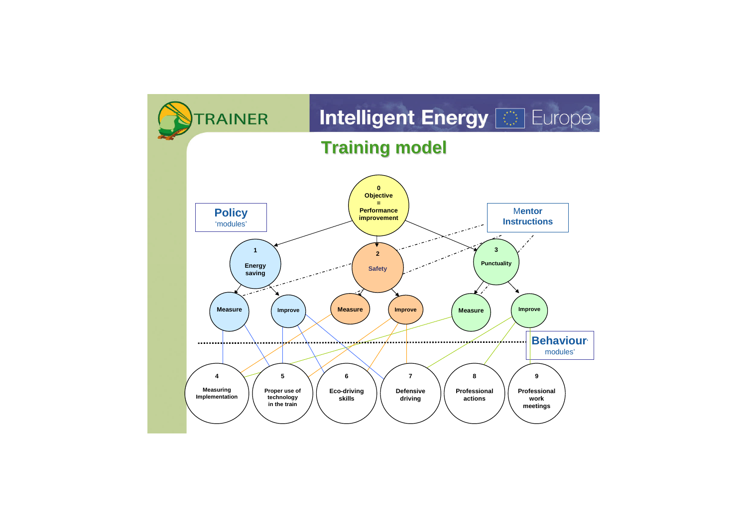TRAINER

Intelligent Energy Europe

# Training model

0
Objective
=
Performance improvement

**Policy**
'modules'

**Mentor Instructions**

1
Energy saving

2
Safety

3
Punctuality

Measure

Improve

Measure

Improve

Measure

Improve

**Behaviour**
modules'

4
Measuring Implementation

5
Proper use of technology in the train

6
Eco-driving skills

7
Defensive driving

8
Professional actions

9
Professional work meetings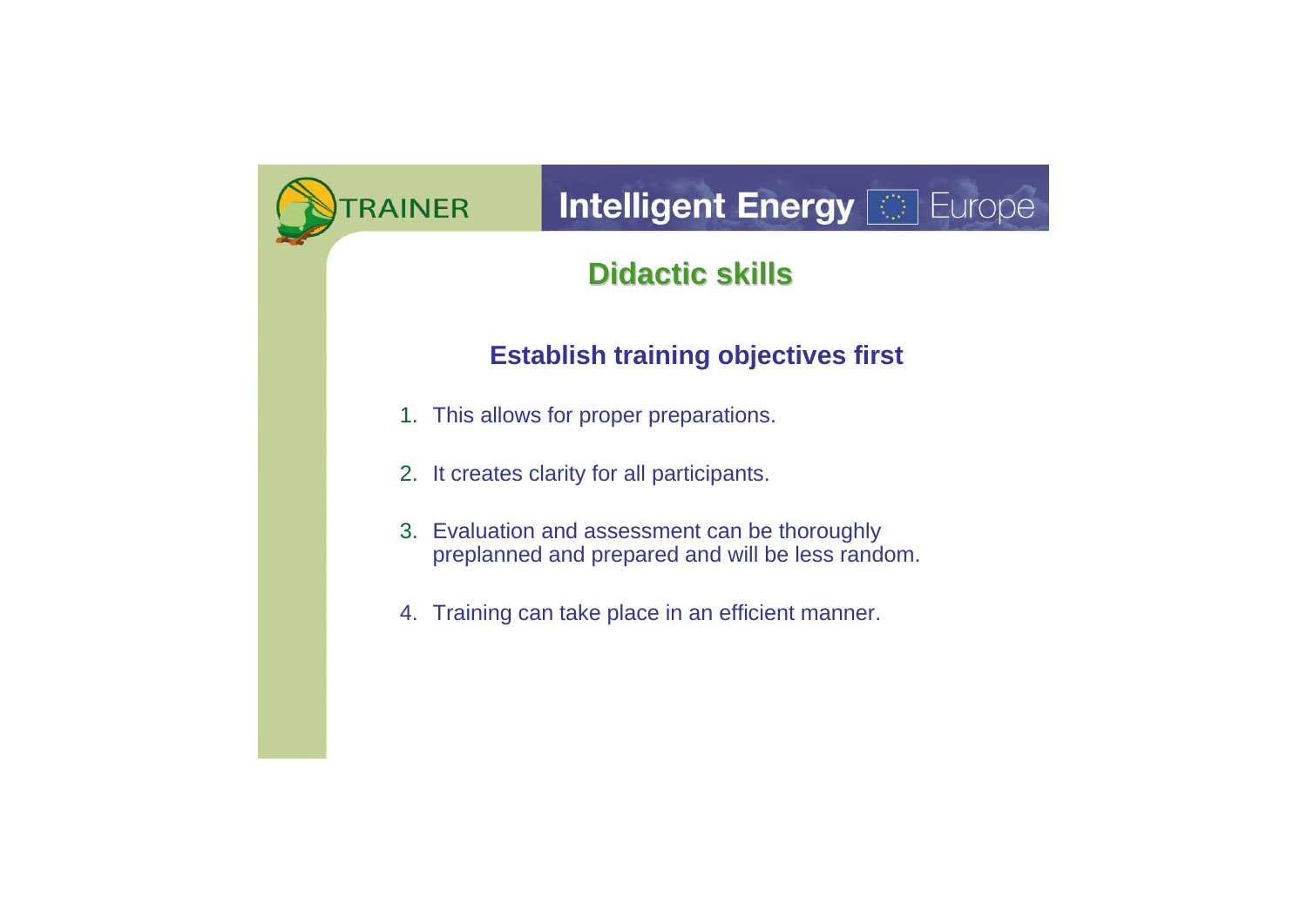## Didactic skills

### Establish training objectives first

1. This allows for proper preparations.
2. It creates clarity for all participants.
3. Evaluation and assessment can be thoroughly preplanned and prepared and will be less random.
4. Training can take place in an efficient manner.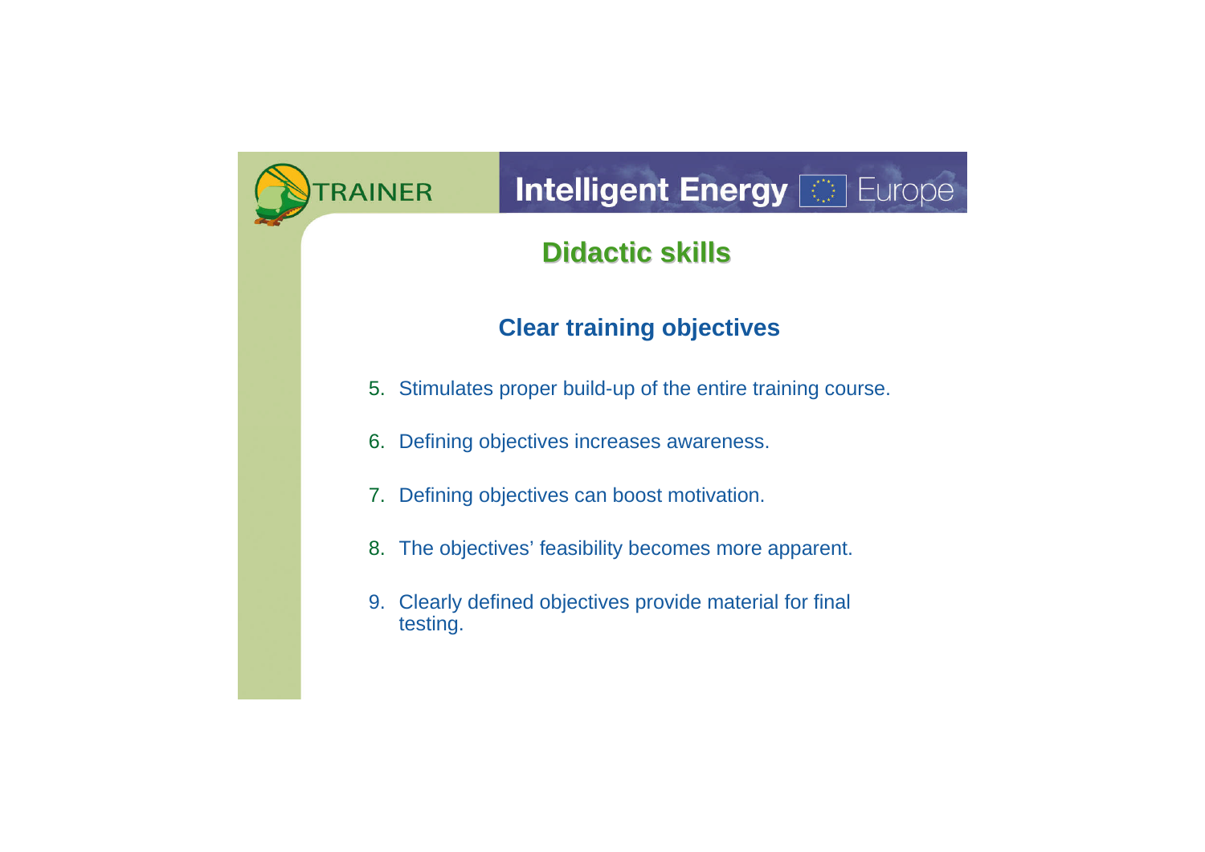# Didactic skills

## Clear training objectives

5. Stimulates proper build-up of the entire training course.
6. Defining objectives increases awareness.
7. Defining objectives can boost motivation.
8. The objectives' feasibility becomes more apparent.
9. Clearly defined objectives provide material for final testing.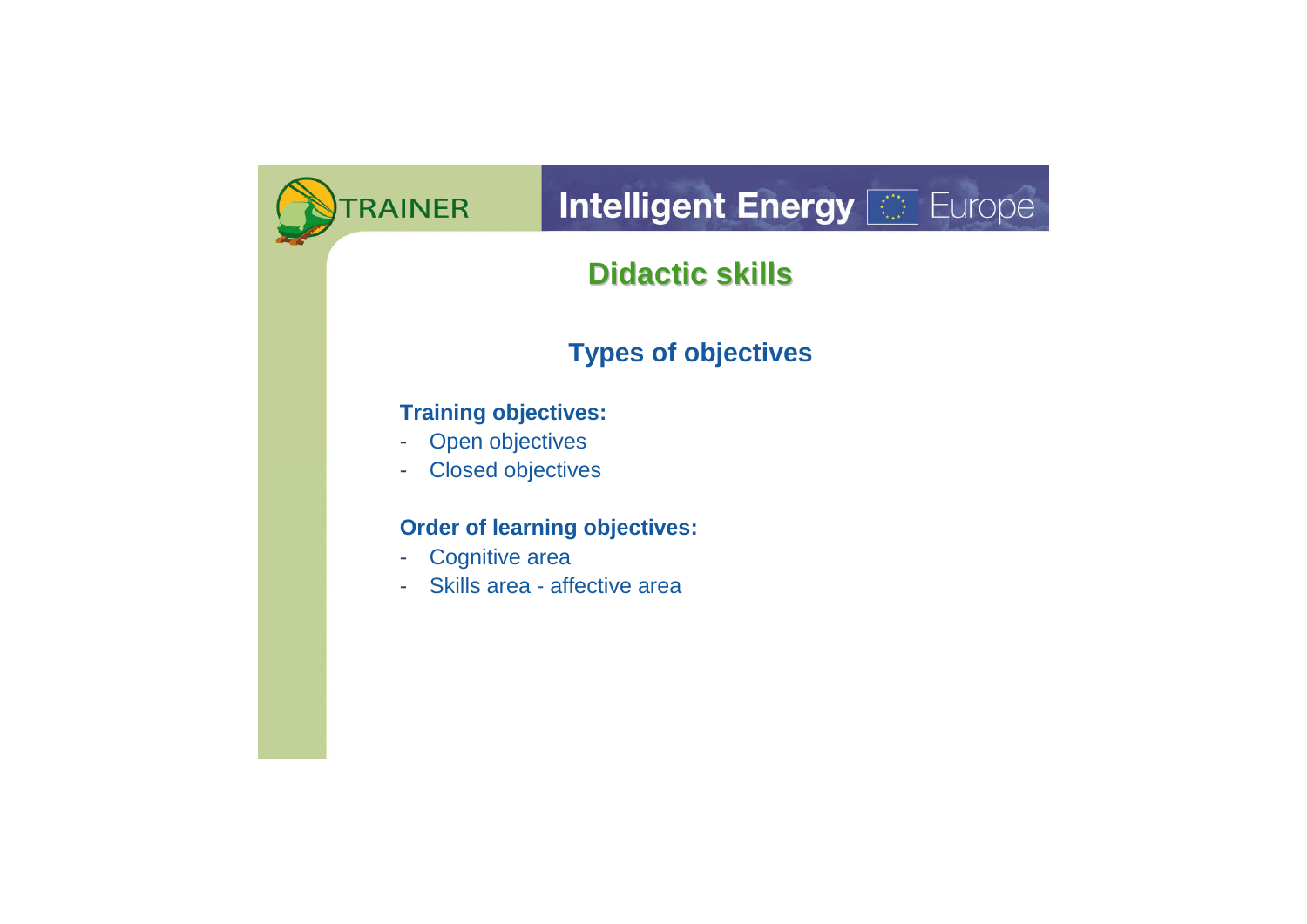# Didactic skills

## Types of objectives

**Training objectives:**

- Open objectives
- Closed objectives

**Order of learning objectives:**

- Cognitive area
- Skills area - affective area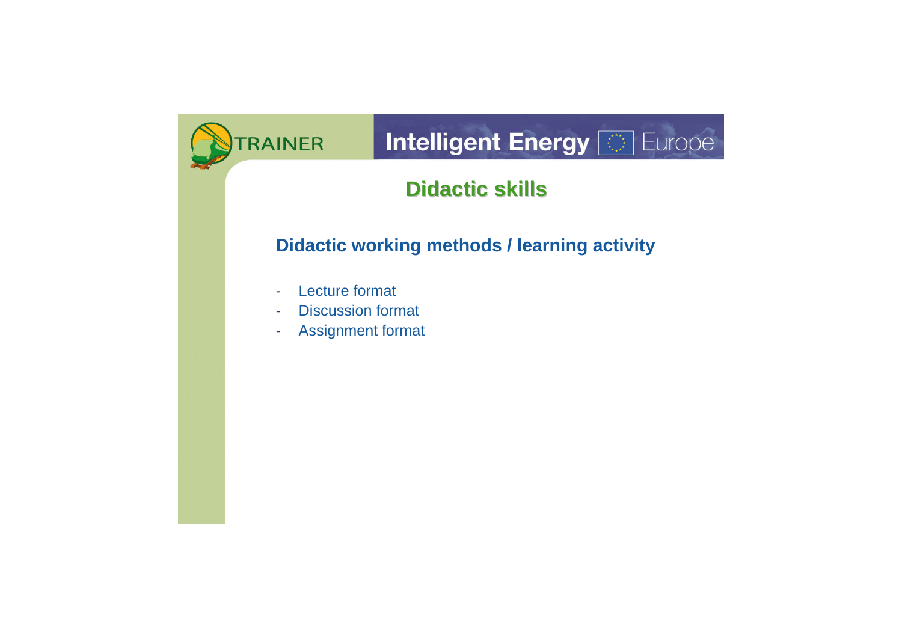# Didactic skills

## Didactic working methods / learning activity

- Lecture format
- Discussion format
- Assignment format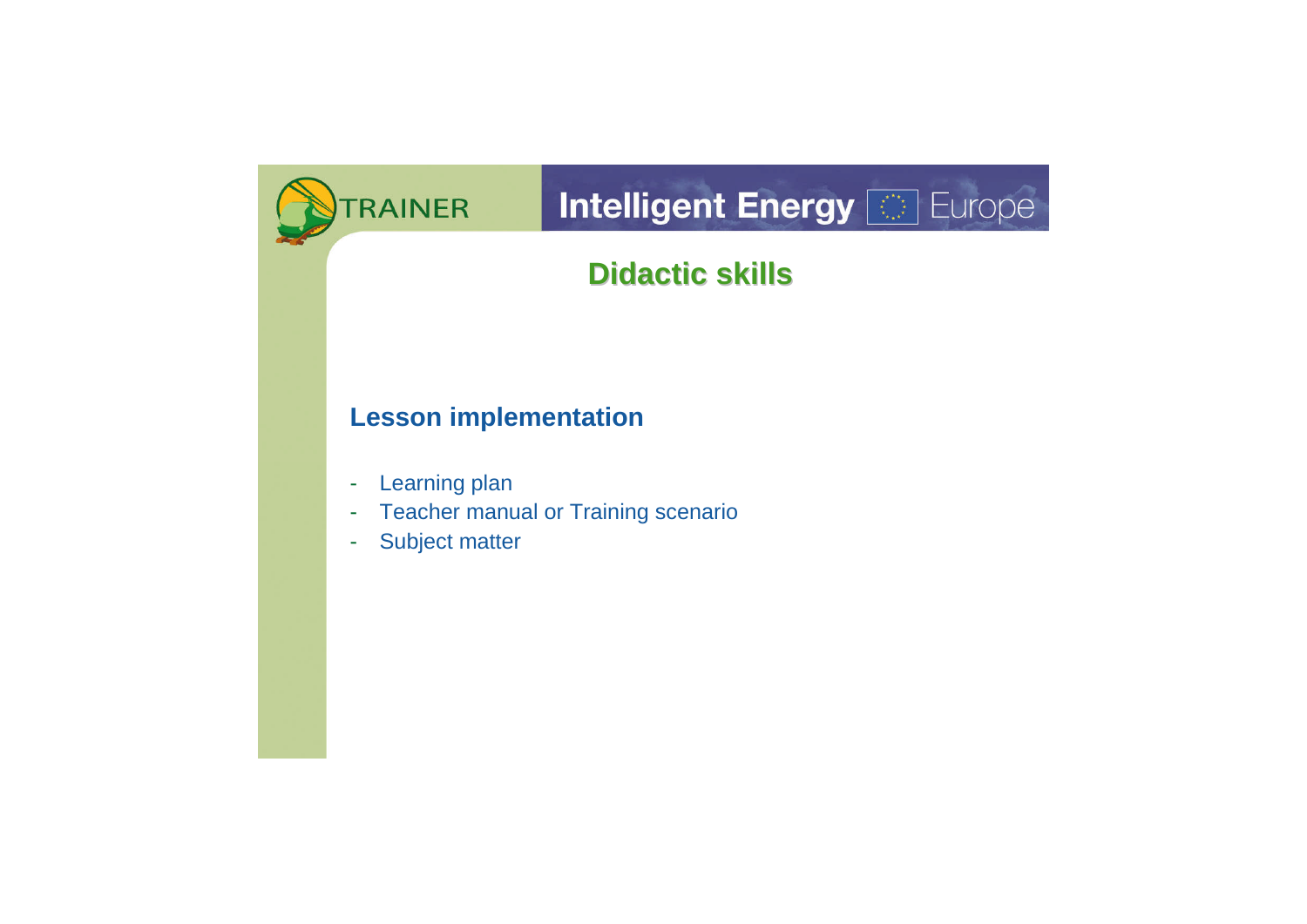# Didactic skills

## Lesson implementation

- Learning plan
- Teacher manual or Training scenario
- Subject matter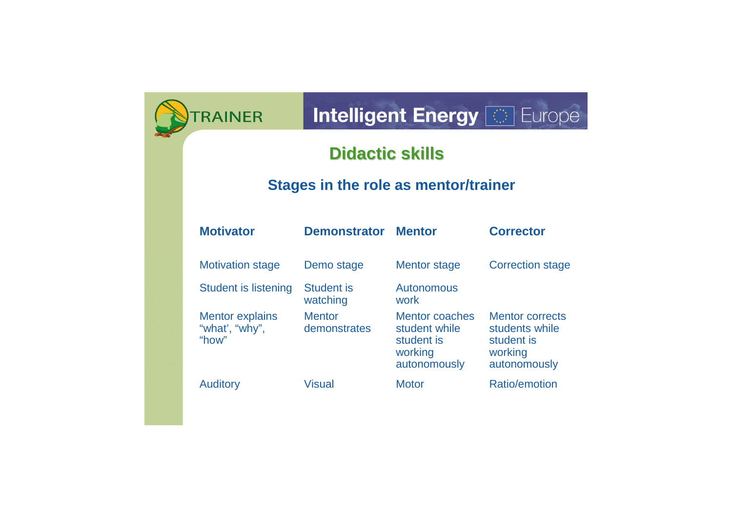# Didactic skills

## Stages in the role as mentor/trainer

| Motivator | Demonstrator | Mentor | Corrector |
| --- | --- | --- | --- |
| Motivation stage | Demo stage | Mentor stage | Correction stage |
| Student is listening | Student is watching | Autonomous work | |
| Mentor explains “what’, “why”, “how” | Mentor demonstrates | Mentor coaches student while student is working autonomously | Mentor corrects students while student is working autonomously |
| Auditory | Visual | Motor | Ratio/emotion |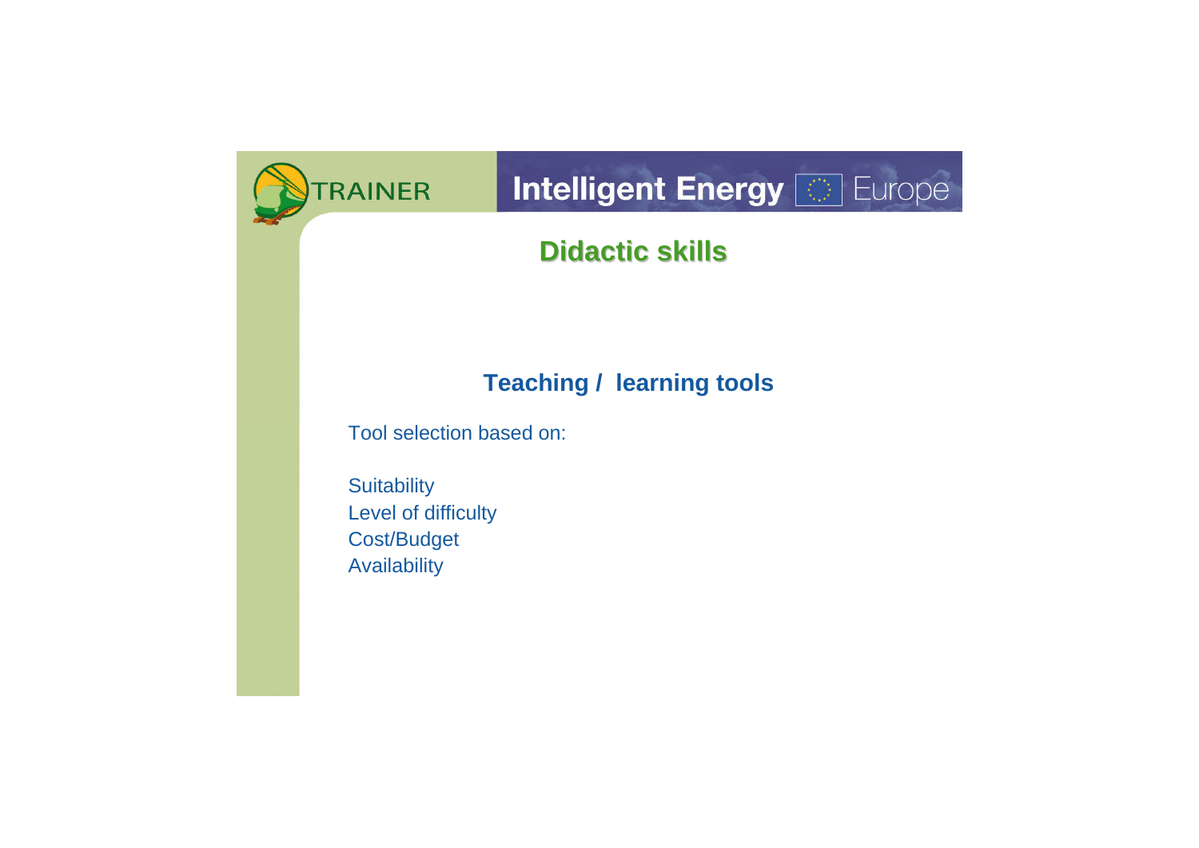# Didactic skills

## Teaching / learning tools

Tool selection based on:

Suitability
Level of difficulty
Cost/Budget
Availability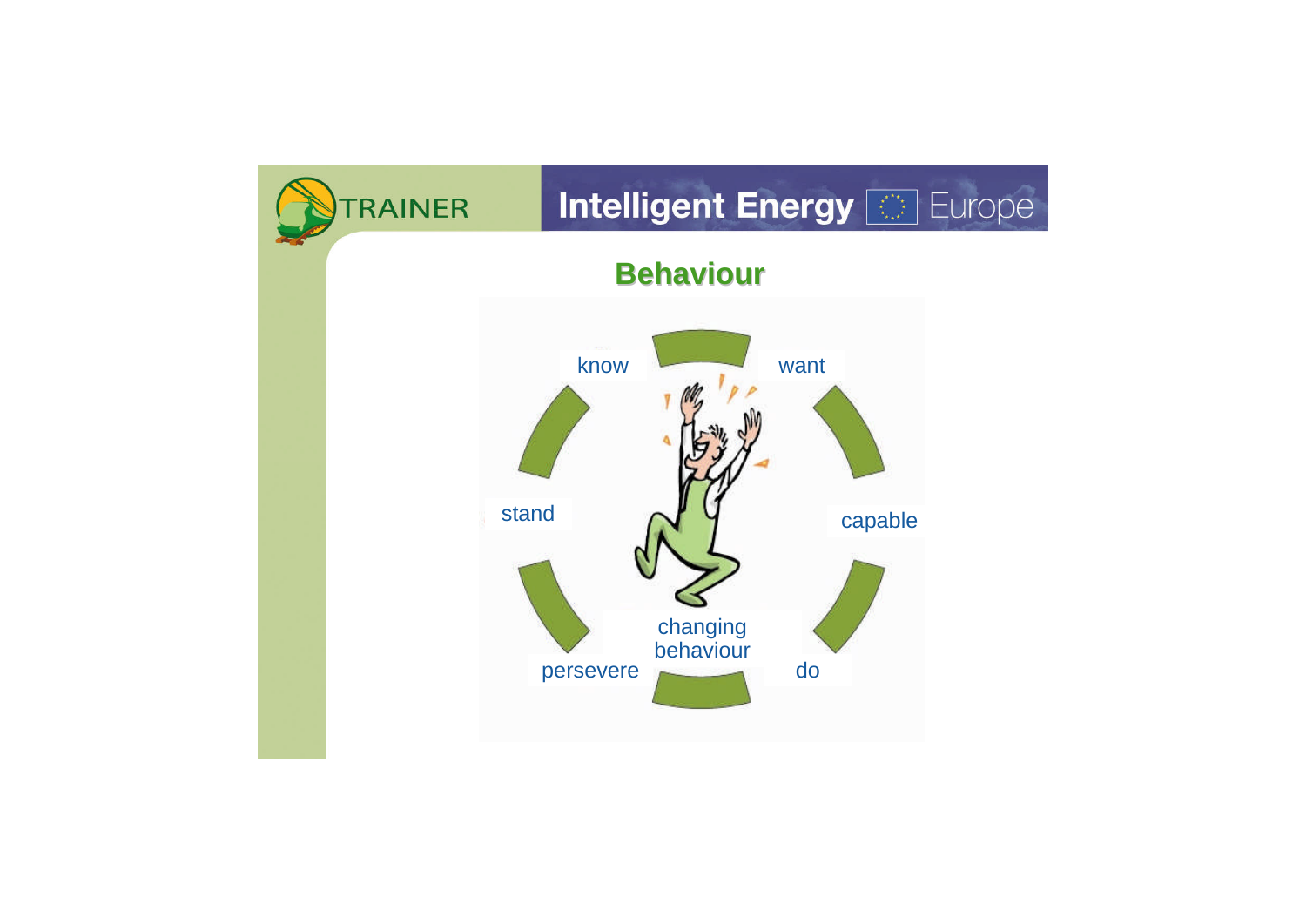# Behaviour

- know
- want
- capable
- do
- changing behaviour
- persevere
- stand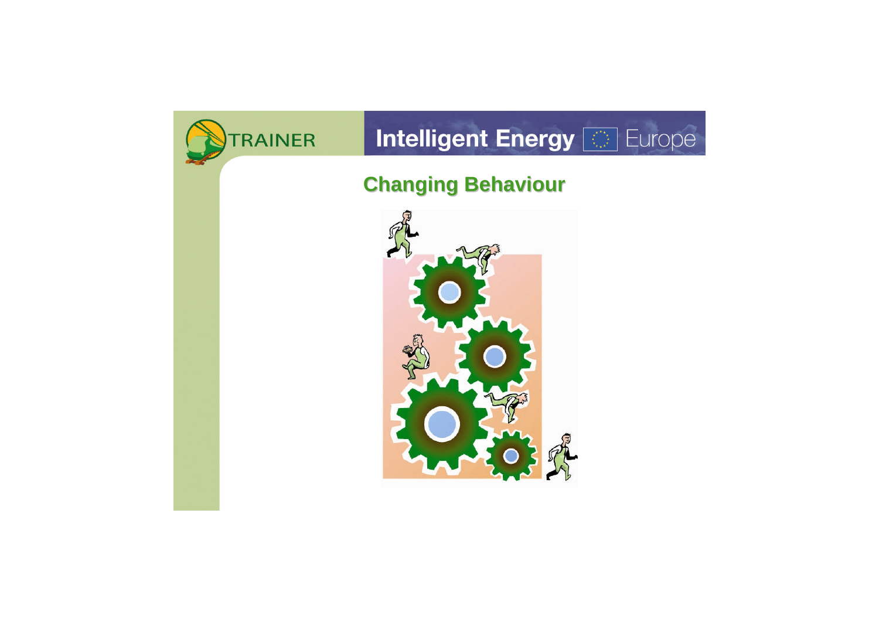## Changing Behaviour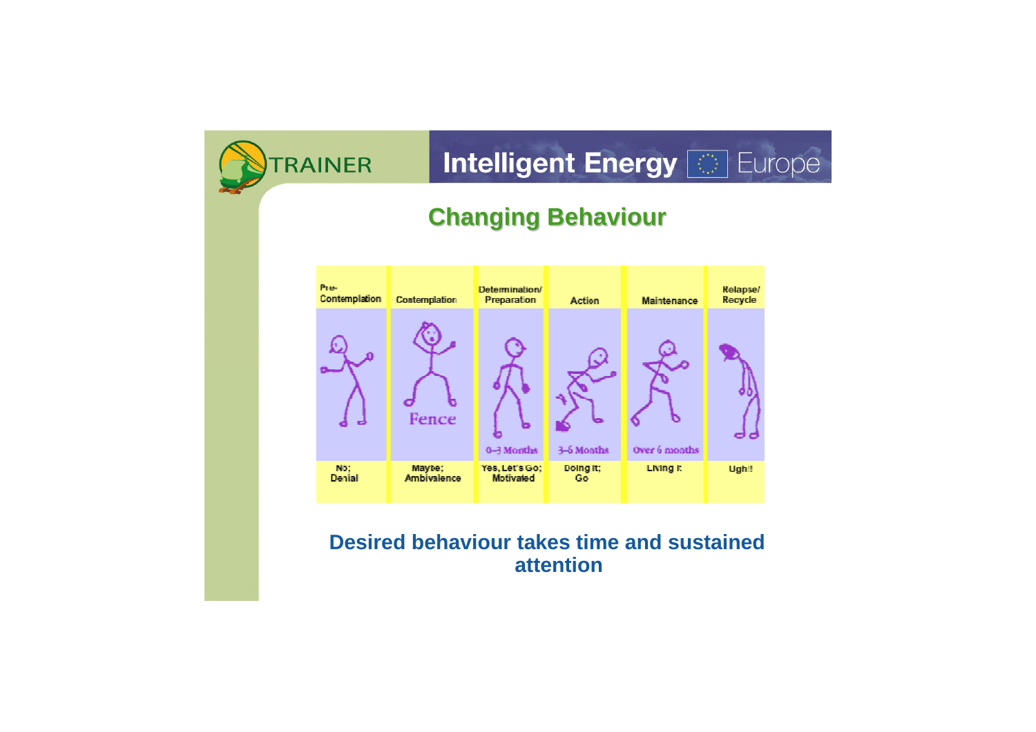## Changing Behaviour

| Pre-Contemplation | Contemplation | Determination/ Preparation | Action | Maintenance | Relapse/ Recycle |
|---|---|---|---|---|---|
| | Fence | 0–3 Months | 3–6 Months | Over 6 months | |
| No; Denial | Maybe; Ambivalence | Yes, Let's Go; Motivated | Doing It; Go | Living It | Ugh!! |

**Desired behaviour takes time and sustained attention**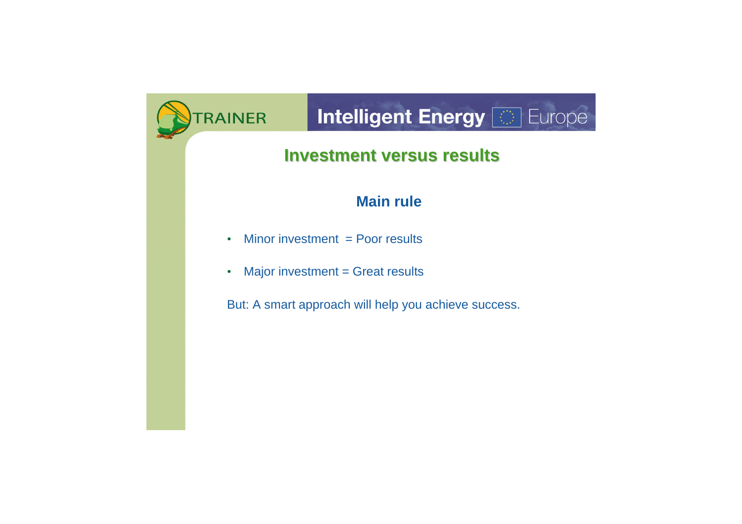# Investment versus results

## Main rule

- Minor investment = Poor results
- Major investment = Great results

But: A smart approach will help you achieve success.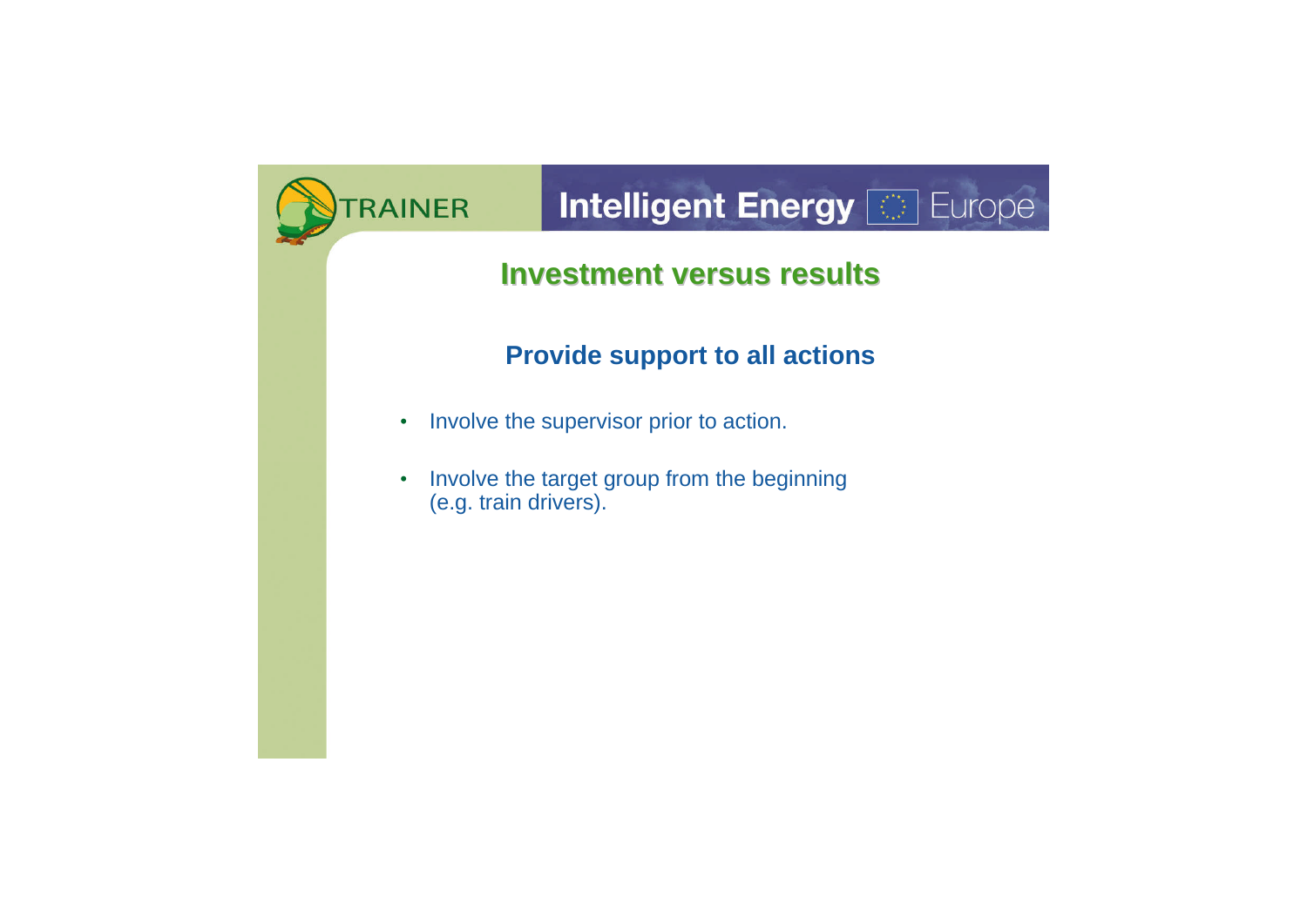# Investment versus results

## Provide support to all actions

- Involve the supervisor prior to action.
- Involve the target group from the beginning (e.g. train drivers).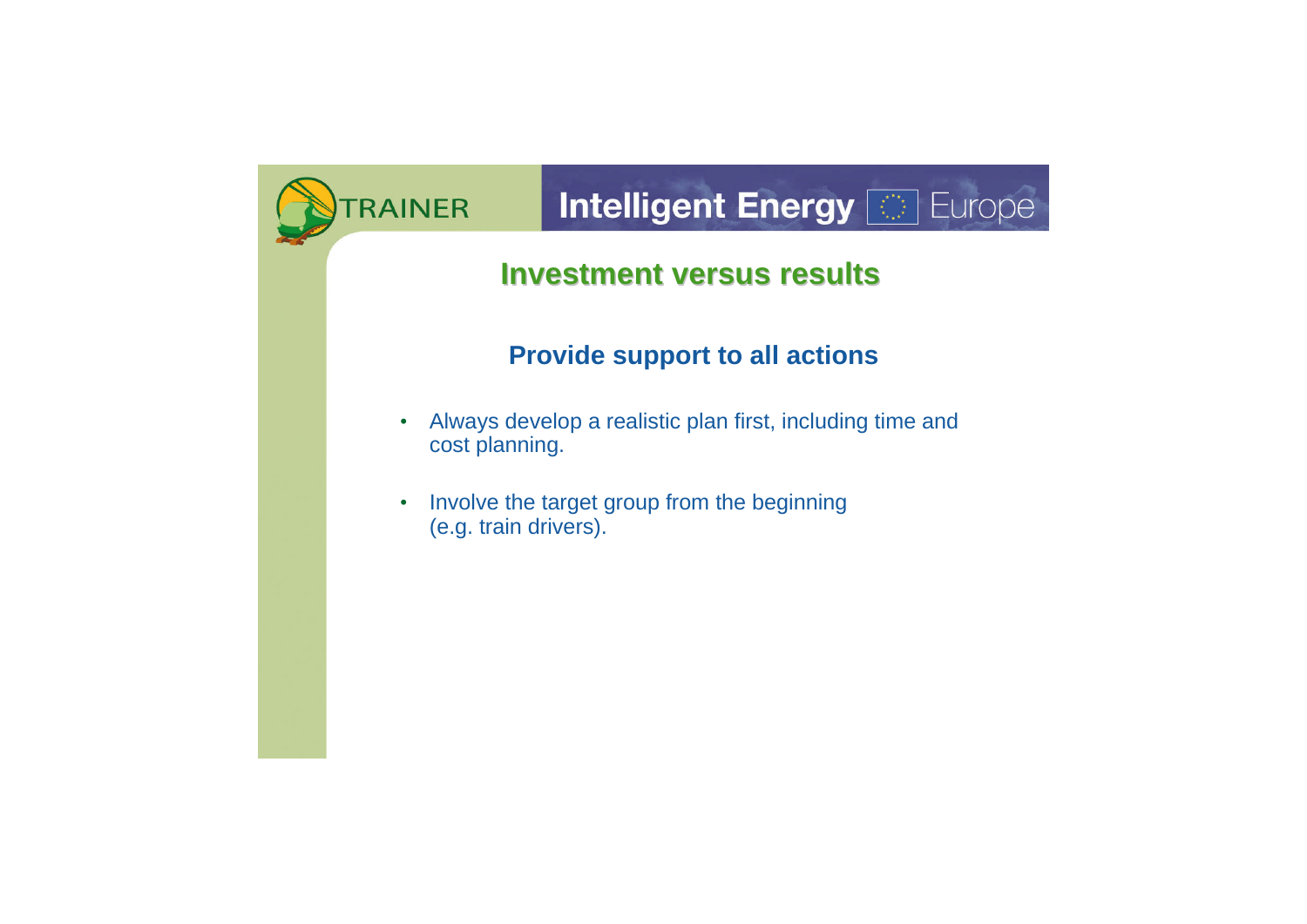# Investment versus results

## Provide support to all actions

- Always develop a realistic plan first, including time and cost planning.
- Involve the target group from the beginning (e.g. train drivers).